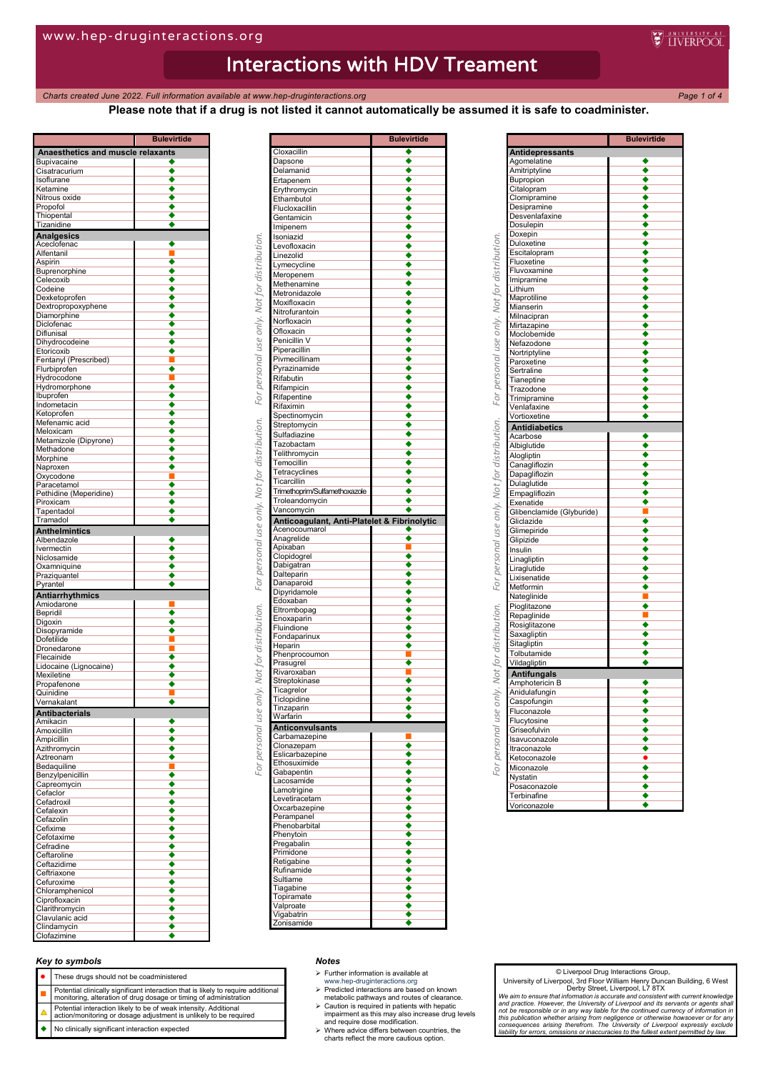# Interactions with HDV Treament

*Charts created June 2022. Full information available at www.hep-druginteractions.org*

**Please note that if a drug is not listed it cannot automatically be assumed it is safe to coadminister.**

| | Bulevirtide |
|---|---|
| **Anaesthetics and muscle relaxants** | |
| Bupivacaine | ◆ |
| Cisatracurium | ◆ |
| Isoflurane | ◆ |
| Ketamine | ◆ |
| Nitrous oxide | ◆ |
| Propofol | ◆ |
| Thiopental | ◆ |
| Tizanidine | ◆ |
| **Analgesics** | |
| Aceclofenac | ◆ |
| Alfentanil | ■ |
| Aspirin | ◆ |
| Buprenorphine | ◆ |
| Celecoxib | ◆ |
| Codeine | ◆ |
| Dexketoprofen | ◆ |
| Dextropropoxyphene | ◆ |
| Diamorphine | ◆ |
| Diclofenac | ◆ |
| Diflunisal | ◆ |
| Dihydrocodeine | ◆ |
| Etoricoxib | ◆ |
| Fentanyl (Prescribed) | ■ |
| Flurbiprofen | ◆ |
| Hydrocodone | ■ |
| Hydromorphone | ◆ |
| Ibuprofen | ◆ |
| Indometacin | ◆ |
| Ketoprofen | ◆ |
| Mefenamic acid | ◆ |
| Meloxicam | ◆ |
| Metamizole (Dipyrone) | ◆ |
| Methadone | ◆ |
| Morphine | ◆ |
| Naproxen | ◆ |
| Oxycodone | ■ |
| Paracetamol | ◆ |
| Pethidine (Meperidine) | ◆ |
| Piroxicam | ◆ |
| Tapentadol | ◆ |
| Tramadol | ◆ |
| **Anthelmintics** | |
| Albendazole | ◆ |
| Ivermectin | ◆ |
| Niclosamide | ◆ |
| Oxamniquine | ◆ |
| Praziquantel | ◆ |
| Pyrantel | ◆ |
| **Antiarrhythmics** | |
| Amiodarone | ■ |
| Bepridil | ◆ |
| Digoxin | ◆ |
| Disopyramide | ◆ |
| Dofetilide | ■ |
| Dronedarone | ■ |
| Flecainide | ◆ |
| Lidocaine (Lignocaine) | ◆ |
| Mexiletine | ◆ |
| Propafenone | ◆ |
| Quinidine | ■ |
| Vernakalant | ◆ |
| **Antibacterials** | |
| Amikacin | ◆ |
| Amoxicillin | ◆ |
| Ampicillin | ◆ |
| Azithromycin | ◆ |
| Aztreonam | ◆ |
| Bedaquiline | ■ |
| Benzylpenicillin | ◆ |
| Capreomycin | ◆ |
| Cefaclor | ◆ |
| Cefadroxil | ◆ |
| Cefalexin | ◆ |
| Cefazolin | ◆ |
| Cefixime | ◆ |
| Cefotaxime | ◆ |
| Cefradine | ◆ |
| Ceftaroline | ◆ |
| Ceftazidime | ◆ |
| Ceftriaxone | ◆ |
| Cefuroxime | ◆ |
| Chloramphenicol | ◆ |
| Ciprofloxacin | ◆ |
| Clarithromycin | ◆ |
| Clavulanic acid | ◆ |
| Clindamycin | ◆ |
| Clofazimine | ◆ |
| Cloxacillin | ◆ |
| Dapsone | ◆ |
| Delamanid | ◆ |
| Ertapenem | ◆ |
| Erythromycin | ◆ |
| Ethambutol | ◆ |
| Flucloxacillin | ◆ |
| Gentamicin | ◆ |
| Imipenem | ◆ |
| Isoniazid | ◆ |
| Levofloxacin | ◆ |
| Linezolid | ◆ |
| Lymecycline | ◆ |
| Meropenem | ◆ |
| Methenamine | ◆ |
| Metronidazole | ◆ |
| Moxifloxacin | ◆ |
| Nitrofurantoin | ◆ |
| Norfloxacin | ◆ |
| Ofloxacin | ◆ |
| Penicillin V | ◆ |
| Piperacillin | ◆ |
| Pivmecillinam | ◆ |
| Pyrazinamide | ◆ |
| Rifabutin | ◆ |
| Rifampicin | ◆ |
| Rifapentine | ◆ |
| Rifaximin | ◆ |
| Spectinomycin | ◆ |
| Streptomycin | ◆ |
| Sulfadiazine | ◆ |
| Tazobactam | ◆ |
| Telithromycin | ◆ |
| Temocillin | ◆ |
| Tetracyclines | ◆ |
| Ticarcillin | ◆ |
| Trimethoprim/Sulfamethoxazole | ◆ |
| Troleandomycin | ◆ |
| Vancomycin | ◆ |
| **Anticoagulant, Anti-Platelet & Fibrinolytic** | |
| Acenocoumarol | ◆ |
| Anagrelide | ◆ |
| Apixaban | ■ |
| Clopidogrel | ◆ |
| Dabigatran | ◆ |
| Dalteparin | ◆ |
| Danaparoid | ◆ |
| Dipyridamole | ◆ |
| Edoxaban | ◆ |
| Eltrombopag | ◆ |
| Enoxaparin | ◆ |
| Fluindione | ◆ |
| Fondaparinux | ◆ |
| Heparin | ◆ |
| Phenprocoumon | ■ |
| Prasugrel | ◆ |
| Rivaroxaban | ■ |
| Streptokinase | ◆ |
| Ticagrelor | ◆ |
| Ticlopidine | ◆ |
| Tinzaparin | ◆ |
| Warfarin | ◆ |
| **Anticonvulsants** | |
| Carbamazepine | ■ |
| Clonazepam | ◆ |
| Eslicarbazepine | ◆ |
| Ethosuximide | ◆ |
| Gabapentin | ◆ |
| Lacosamide | ◆ |
| Lamotrigine | ◆ |
| Levetiracetam | ◆ |
| Oxcarbazepine | ◆ |
| Perampanel | ◆ |
| Phenobarbital | ◆ |
| Phenytoin | ◆ |
| Pregabalin | ◆ |
| Primidone | ◆ |
| Retigabine | ◆ |
| Rufinamide | ◆ |
| Sultiame | ◆ |
| Tiagabine | ◆ |
| Topiramate | ◆ |
| Valproate | ◆ |
| Vigabatrin | ◆ |
| Zonisamide | ◆ |
| **Antidepressants** | |
| Agomelatine | ◆ |
| Amitriptyline | ◆ |
| Bupropion | ◆ |
| Citalopram | ◆ |
| Clomipramine | ◆ |
| Desipramine | ◆ |
| Desvenlafaxine | ◆ |
| Dosulepin | ◆ |
| Doxepin | ◆ |
| Duloxetine | ◆ |
| Escitalopram | ◆ |
| Fluoxetine | ◆ |
| Fluvoxamine | ◆ |
| Imipramine | ◆ |
| Lithium | ◆ |
| Maprotiline | ◆ |
| Mianserin | ◆ |
| Milnacipran | ◆ |
| Mirtazapine | ◆ |
| Moclobemide | ◆ |
| Nefazodone | ◆ |
| Nortriptyline | ◆ |
| Paroxetine | ◆ |
| Sertraline | ◆ |
| Tianeptine | ◆ |
| Trazodone | ◆ |
| Trimipramine | ◆ |
| Venlafaxine | ◆ |
| Vortioxetine | ◆ |
| **Antidiabetics** | |
| Acarbose | ◆ |
| Albiglutide | ◆ |
| Alogliptin | ◆ |
| Canagliflozin | ◆ |
| Dapagliflozin | ◆ |
| Dulaglutide | ◆ |
| Empagliflozin | ◆ |
| Exenatide | ◆ |
| Glibenclamide (Glyburide) | ■ |
| Gliclazide | ◆ |
| Glimepiride | ◆ |
| Glipizide | ◆ |
| Insulin | ◆ |
| Linagliptin | ◆ |
| Liraglutide | ◆ |
| Lixisenatide | ◆ |
| Metformin | ◆ |
| Nateglinide | ■ |
| Pioglitazone | ◆ |
| Repaglinide | ■ |
| Rosiglitazone | ◆ |
| Saxagliptin | ◆ |
| Sitagliptin | ◆ |
| Tolbutamide | ◆ |
| Vildagliptin | ◆ |
| **Antifungals** | |
| Amphotericin B | ◆ |
| Anidulafungin | ◆ |
| Caspofungin | ◆ |
| Fluconazole | ◆ |
| Flucytosine | ◆ |
| Griseofulvin | ◆ |
| Isavuconazole | ◆ |
| Itraconazole | ◆ |
| Ketoconazole | ● |
| Miconazole | ◆ |
| Nystatin | ◆ |
| Posaconazole | ◆ |
| Terbinafine | ◆ |
| Voriconazole | ◆ |

### Key to symbols

| Symbol | Meaning |
|---|---|
| ● | These drugs should not be coadministered |
| ■ | Potential clinically significant interaction that is likely to require additional monitoring, alteration of drug dosage or timing of administration |
| △ | Potential interaction likely to be of weak intensity. Additional action/monitoring or dosage adjustment is unlikely to be required |
| ◆ | No clinically significant interaction expected |

### Notes

- Further information is available at www.hep-druginteractions.org
- Predicted interactions are based on known metabolic pathways and routes of clearance.
- Caution is required in patients with hepatic impairment as this may also increase drug levels and require dose modification.
- Where advice differs between countries, the charts reflect the more cautious option.

© Liverpool Drug Interactions Group,
University of Liverpool, 3rd Floor William Henry Duncan Building, 6 West Derby Street, Liverpool, L7 8TX

*We aim to ensure that information is accurate and consistent with current knowledge and practice. However, the University of Liverpool and its servants or agents shall not be responsible or in any way liable for the continued currency of information in this publication whether arising from negligence or otherwise howsoever or for any consequences arising therefrom. The University of Liverpool expressly exclude liability for errors, omissions or inaccuracies to the fullest extent permitted by law.*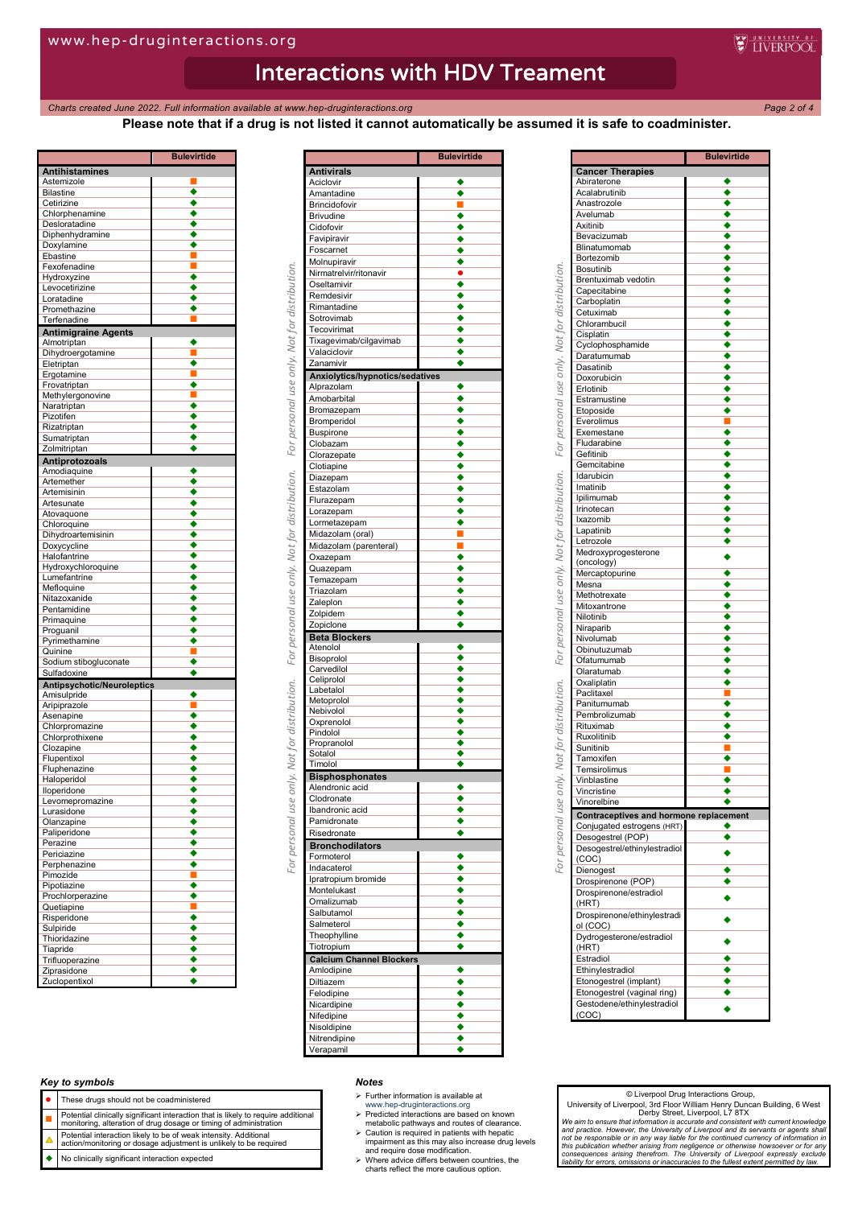# Interactions with HDV Treament

*Charts created June 2022. Full information available at www.hep-druginteractions.org*

**Please note that if a drug is not listed it cannot automatically be assumed it is safe to coadminister.**

| | Bulevirtide |
|---|---|
| **Antihistamines** | |
| Astemizole | ■ |
| Bilastine | ◆ |
| Cetirizine | ◆ |
| Chlorphenamine | ◆ |
| Desloratadine | ◆ |
| Diphenhydramine | ◆ |
| Doxylamine | ◆ |
| Ebastine | ■ |
| Fexofenadine | ■ |
| Hydroxyzine | ◆ |
| Levocetirizine | ◆ |
| Loratadine | ◆ |
| Promethazine | ◆ |
| Terfenadine | ■ |
| **Antimigraine Agents** | |
| Almotriptan | ◆ |
| Dihydroergotamine | ■ |
| Eletriptan | ◆ |
| Ergotamine | ■ |
| Frovatriptan | ◆ |
| Methylergonovine | ■ |
| Naratriptan | ◆ |
| Pizotifen | ◆ |
| Rizatriptan | ◆ |
| Sumatriptan | ◆ |
| Zolmitriptan | ◆ |
| **Antiprotozoals** | |
| Amodiaquine | ◆ |
| Artemether | ◆ |
| Artemisinin | ◆ |
| Artesunate | ◆ |
| Atovaquone | ◆ |
| Chloroquine | ◆ |
| Dihydroartemisinin | ◆ |
| Doxycycline | ◆ |
| Halofantrine | ◆ |
| Hydroxychloroquine | ◆ |
| Lumefantrine | ◆ |
| Mefloquine | ◆ |
| Nitazoxanide | ◆ |
| Pentamidine | ◆ |
| Primaquine | ◆ |
| Proguanil | ◆ |
| Pyrimethamine | ◆ |
| Quinine | ■ |
| Sodium stibogluconate | ◆ |
| Sulfadoxine | ◆ |
| **Antipsychotic/Neuroleptics** | |
| Amisulpride | ◆ |
| Aripiprazole | ■ |
| Asenapine | ◆ |
| Chlorpromazine | ◆ |
| Chlorprothixene | ◆ |
| Clozapine | ◆ |
| Flupentixol | ◆ |
| Fluphenazine | ◆ |
| Haloperidol | ◆ |
| Iloperidone | ◆ |
| Levomepromazine | ◆ |
| Lurasidone | ◆ |
| Olanzapine | ◆ |
| Paliperidone | ◆ |
| Perazine | ◆ |
| Periciazine | ◆ |
| Perphenazine | ◆ |
| Pimozide | ■ |
| Pipotiazine | ◆ |
| Prochlorperazine | ◆ |
| Quetiapine | ■ |
| Risperidone | ◆ |
| Sulpiride | ◆ |
| Thioridazine | ◆ |
| Tiapride | ◆ |
| Trifluoperazine | ◆ |
| Ziprasidone | ◆ |
| Zuclopentixol | ◆ |

| | Bulevirtide |
|---|---|
| **Antivirals** | |
| Aciclovir | ◆ |
| Amantadine | ◆ |
| Brincidofovir | ■ |
| Brivudine | ◆ |
| Cidofovir | ◆ |
| Favipiravir | ◆ |
| Foscarnet | ◆ |
| Molnupiravir | ◆ |
| Nirmatrelvir/ritonavir | ● |
| Oseltamivir | ◆ |
| Remdesivir | ◆ |
| Rimantadine | ◆ |
| Sotrovimab | ◆ |
| Tecovirimat | ◆ |
| Tixagevimab/cilgavimab | ◆ |
| Valaciclovir | ◆ |
| Zanamivir | ◆ |
| **Anxiolytics/hypnotics/sedatives** | |
| Alprazolam | ◆ |
| Amobarbital | ◆ |
| Bromazepam | ◆ |
| Bromperidol | ◆ |
| Buspirone | ◆ |
| Clobazam | ◆ |
| Clorazepate | ◆ |
| Clotiapine | ◆ |
| Diazepam | ◆ |
| Estazolam | ◆ |
| Flurazepam | ◆ |
| Lorazepam | ◆ |
| Lormetazepam | ◆ |
| Midazolam (oral) | ■ |
| Midazolam (parenteral) | ■ |
| Oxazepam | ◆ |
| Quazepam | ◆ |
| Temazepam | ◆ |
| Triazolam | ◆ |
| Zaleplon | ◆ |
| Zolpidem | ◆ |
| Zopiclone | ◆ |
| **Beta Blockers** | |
| Atenolol | ◆ |
| Bisoprolol | ◆ |
| Carvedilol | ◆ |
| Celiprolol | ◆ |
| Labetalol | ◆ |
| Metoprolol | ◆ |
| Nebivolol | ◆ |
| Oxprenolol | ◆ |
| Pindolol | ◆ |
| Propranolol | ◆ |
| Sotalol | ◆ |
| Timolol | ◆ |
| **Bisphosphonates** | |
| Alendronic acid | ◆ |
| Clodronate | ◆ |
| Ibandronic acid | ◆ |
| Pamidronate | ◆ |
| Risedronate | ◆ |
| **Bronchodilators** | |
| Formoterol | ◆ |
| Indacaterol | ◆ |
| Ipratropium bromide | ◆ |
| Montelukast | ◆ |
| Omalizumab | ◆ |
| Salbutamol | ◆ |
| Salmeterol | ◆ |
| Theophylline | ◆ |
| Tiotropium | ◆ |
| **Calcium Channel Blockers** | |
| Amlodipine | ◆ |
| Diltiazem | ◆ |
| Felodipine | ◆ |
| Nicardipine | ◆ |
| Nifedipine | ◆ |
| Nisoldipine | ◆ |
| Nitrendipine | ◆ |
| Verapamil | ◆ |

| | Bulevirtide |
|---|---|
| **Cancer Therapies** | |
| Abiraterone | ◆ |
| Acalabrutinib | ◆ |
| Anastrozole | ◆ |
| Avelumab | ◆ |
| Axitinib | ◆ |
| Bevacizumab | ◆ |
| Blinatumomab | ◆ |
| Bortezomib | ◆ |
| Bosutinib | ◆ |
| Brentuximab vedotin | ◆ |
| Capecitabine | ◆ |
| Carboplatin | ◆ |
| Cetuximab | ◆ |
| Chlorambucil | ◆ |
| Cisplatin | ◆ |
| Cyclophosphamide | ◆ |
| Daratumumab | ◆ |
| Dasatinib | ◆ |
| Doxorubicin | ◆ |
| Erlotinib | ◆ |
| Estramustine | ◆ |
| Etoposide | ◆ |
| Everolimus | ■ |
| Exemestane | ◆ |
| Fludarabine | ◆ |
| Gefitinib | ◆ |
| Gemcitabine | ◆ |
| Idarubicin | ◆ |
| Imatinib | ◆ |
| Ipilimumab | ◆ |
| Irinotecan | ◆ |
| Ixazomib | ◆ |
| Lapatinib | ◆ |
| Letrozole | ◆ |
| Medroxyprogesterone (oncology) | ◆ |
| Mercaptopurine | ◆ |
| Mesna | ◆ |
| Methotrexate | ◆ |
| Mitoxantrone | ◆ |
| Nilotinib | ◆ |
| Niraparib | ◆ |
| Nivolumab | ◆ |
| Obinutuzumab | ◆ |
| Ofatumumab | ◆ |
| Olaratumab | ◆ |
| Oxaliplatin | ◆ |
| Paclitaxel | ■ |
| Panitumumab | ◆ |
| Pembrolizumab | ◆ |
| Rituximab | ◆ |
| Ruxolitinib | ◆ |
| Sunitinib | ■ |
| Tamoxifen | ◆ |
| Temsirolimus | ■ |
| Vinblastine | ◆ |
| Vincristine | ◆ |
| Vinorelbine | ◆ |
| **Contraceptives and hormone replacement** | |
| Conjugated estrogens (HRT) | ◆ |
| Desogestrel (POP) | ◆ |
| Desogestrel/ethinylestradiol (COC) | ◆ |
| Dienogest | ◆ |
| Drospirenone (POP) | ◆ |
| Drospirenone/estradiol (HRT) | ◆ |
| Drospirenone/ethinylestradiol (COC) | ◆ |
| Dydrogesterone/estradiol (HRT) | ◆ |
| Estradiol | ◆ |
| Ethinylestradiol | ◆ |
| Etonogestrel (implant) | ◆ |
| Etonogestrel (vaginal ring) | ◆ |
| Gestodene/ethinylestradiol (COC) | ◆ |

### Key to symbols

| Symbol | Meaning |
|---|---|
| ● | These drugs should not be coadministered |
| ■ | Potential clinically significant interaction that is likely to require additional monitoring, alteration of drug dosage or timing of administration |
| ▲ | Potential interaction likely to be of weak intensity. Additional action/monitoring or dosage adjustment is unlikely to be required |
| ◆ | No clinically significant interaction expected |

### Notes

- Further information is available at www.hep-druginteractions.org
- Predicted interactions are based on known metabolic pathways and routes of clearance.
- Caution is required in patients with hepatic impairment as this may also increase drug levels and require dose modification.
- Where advice differs between countries, the charts reflect the more cautious option.

© Liverpool Drug Interactions Group,
University of Liverpool, 3rd Floor William Henry Duncan Building, 6 West Derby Street, Liverpool, L7 8TX

*We aim to ensure that information is accurate and consistent with current knowledge and practice. However, the University of Liverpool and its servants or agents shall not be responsible or in any way liable for the continued currency of information in this publication whether arising from negligence or otherwise howsoever or for any consequences arising therefrom. The University of Liverpool expressly exclude liability for errors, omissions or inaccuracies to the fullest extent permitted by law.*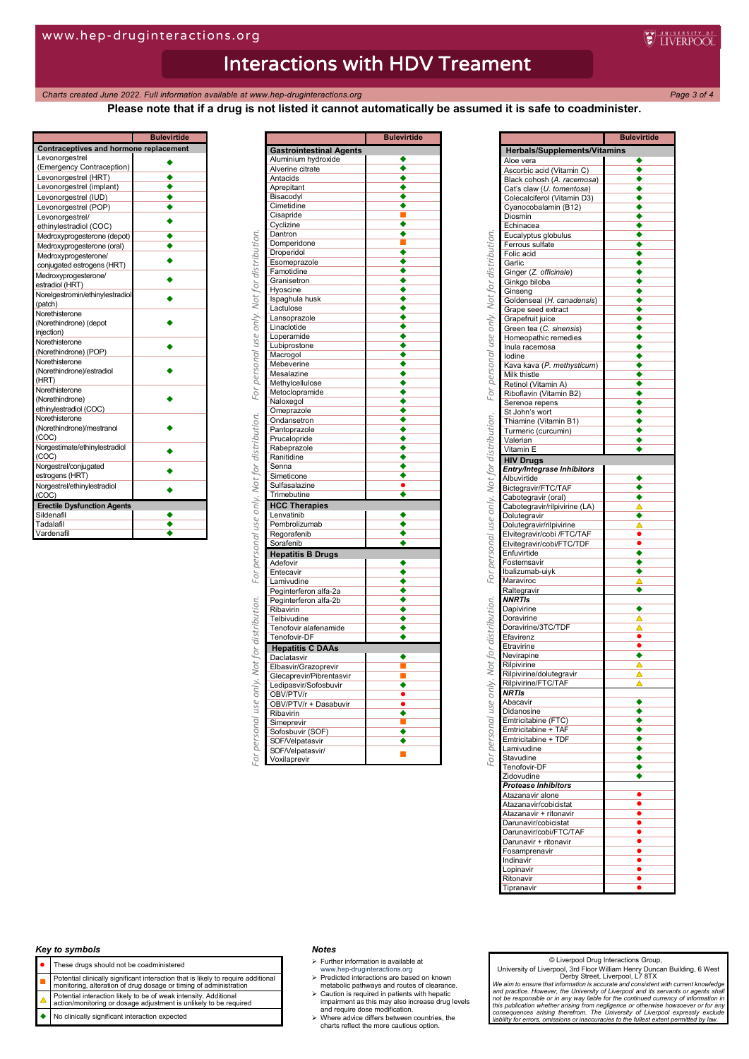# Interactions with HDV Treament

*Charts created June 2022. Full information available at www.hep-druginteractions.org*

**Please note that if a drug is not listed it cannot automatically be assumed it is safe to coadminister.**

| | Bulevirtide |
|---|---|
| **Contraceptives and hormone replacement** | |
| Levonorgestrel (Emergency Contraception) | ◆ |
| Levonorgestrel (HRT) | ◆ |
| Levonorgestrel (implant) | ◆ |
| Levonorgestrel (IUD) | ◆ |
| Levonorgestrel (POP) | ◆ |
| Levonorgestrel/ ethinylestradiol (COC) | ◆ |
| Medroxyprogesterone (depot) | ◆ |
| Medroxyprogesterone (oral) | ◆ |
| Medroxyprogesterone/ conjugated estrogens (HRT) | ◆ |
| Medroxyprogesterone/ estradiol (HRT) | ◆ |
| Norelgestromin/ethinylestradiol (patch) | ◆ |
| Norethisterone (Norethindrone) (depot injection) | ◆ |
| Norethisterone (Norethindrone) (POP) | ◆ |
| Norethisterone (Norethindrone)/estradiol (HRT) | ◆ |
| Norethisterone (Norethindrone) ethinylestradiol (COC) | ◆ |
| Norethisterone (Norethindrone)/mestranol (COC) | ◆ |
| Norgestimate/ethinylestradiol (COC) | ◆ |
| Norgestrel/conjugated estrogens (HRT) | ◆ |
| Norgestrel/ethinylestradiol (COC) | ◆ |
| **Erectile Dysfunction Agents** | |
| Sildenafil | ◆ |
| Tadalafil | ◆ |
| Vardenafil | ◆ |

| | Bulevirtide |
|---|---|
| **Gastrointestinal Agents** | |
| Aluminium hydroxide | ◆ |
| Alverine citrate | ◆ |
| Antacids | ◆ |
| Aprepitant | ◆ |
| Bisacodyl | ◆ |
| Cimetidine | ◆ |
| Cisapride | ■ |
| Cyclizine | ◆ |
| Dantron | ◆ |
| Domperidone | ■ |
| Droperidol | ◆ |
| Esomeprazole | ◆ |
| Famotidine | ◆ |
| Granisetron | ◆ |
| Hyoscine | ◆ |
| Ispaghula husk | ◆ |
| Lactulose | ◆ |
| Lansoprazole | ◆ |
| Linaclotide | ◆ |
| Loperamide | ◆ |
| Lubiprostone | ◆ |
| Macrogol | ◆ |
| Mebeverine | ◆ |
| Mesalazine | ◆ |
| Methylcellulose | ◆ |
| Metoclopramide | ◆ |
| Naloxegol | ◆ |
| Omeprazole | ◆ |
| Ondansetron | ◆ |
| Pantoprazole | ◆ |
| Prucalopride | ◆ |
| Rabeprazole | ◆ |
| Ranitidine | ◆ |
| Senna | ◆ |
| Simeticone | ◆ |
| Sulfasalazine | ● |
| Trimebutine | ◆ |
| **HCC Therapies** | |
| Lenvatinib | ◆ |
| Pembrolizumab | ◆ |
| Regorafenib | ◆ |
| Sorafenib | ◆ |
| **Hepatitis B Drugs** | |
| Adefovir | ◆ |
| Entecavir | ◆ |
| Lamivudine | ◆ |
| Peginterferon alfa-2a | ◆ |
| Peginterferon alfa-2b | ◆ |
| Ribavirin | ◆ |
| Telbivudine | ◆ |
| Tenofovir alafenamide | ◆ |
| Tenofovir-DF | ◆ |
| **Hepatitis C DAAs** | |
| Daclatasvir | ◆ |
| Elbasvir/Grazoprevir | ■ |
| Glecaprevir/Pibrentasvir | ■ |
| Ledipasvir/Sofosbuvir | ◆ |
| OBV/PTV/r | ● |
| OBV/PTV/r + Dasabuvir | ● |
| Ribavirin | ◆ |
| Simeprevir | ■ |
| Sofosbuvir (SOF) | ◆ |
| SOF/Velpatasvir | ◆ |
| SOF/Velpatasvir/ Voxilaprevir | ■ |

| | Bulevirtide |
|---|---|
| **Herbals/Supplements/Vitamins** | |
| Aloe vera | ◆ |
| Ascorbic acid (Vitamin C) | ◆ |
| Black cohosh (*A. racemosa*) | ◆ |
| Cat's claw (*U. tomentosa*) | ◆ |
| Colecalciferol (Vitamin D3) | ◆ |
| Cyanocobalamin (B12) | ◆ |
| Diosmin | ◆ |
| Echinacea | ◆ |
| Eucalyptus globulus | ◆ |
| Ferrous sulfate | ◆ |
| Folic acid | ◆ |
| Garlic | ◆ |
| Ginger (*Z. officinale*) | ◆ |
| Ginkgo biloba | ◆ |
| Ginseng | ◆ |
| Goldenseal (*H. canadensis*) | ◆ |
| Grape seed extract | ◆ |
| Grapefruit juice | ◆ |
| Green tea (*C. sinensis*) | ◆ |
| Homeopathic remedies | ◆ |
| Inula racemosa | ◆ |
| Iodine | ◆ |
| Kava kava (*P. methysticum*) | ◆ |
| Milk thistle | ◆ |
| Retinol (Vitamin A) | ◆ |
| Riboflavin (Vitamin B2) | ◆ |
| Serenoa repens | ◆ |
| St John's wort | ◆ |
| Thiamine (Vitamin B1) | ◆ |
| Turmeric (curcumin) | ◆ |
| Valerian | ◆ |
| Vitamin E | ◆ |
| **HIV Drugs** | |
| ***Entry/Integrase Inhibitors*** | |
| Albuvirtide | ◆ |
| Bictegravir/FTC/TAF | ◆ |
| Cabotegravir (oral) | ◆ |
| Cabotegravir/rilpivirine (LA) | ▲ |
| Dolutegravir | ◆ |
| Dolutegravir/rilpivirine | ▲ |
| Elvitegravir/cobi /FTC/TAF | ● |
| Elvitegravir/cobi/FTC/TDF | ● |
| Enfuvirtide | ◆ |
| Fostemsavir | ◆ |
| Ibalizumab-uiyk | ◆ |
| Maraviroc | ▲ |
| Raltegravir | ◆ |
| ***NNRTIs*** | |
| Dapivirine | ◆ |
| Doravirine | ▲ |
| Doravirine/3TC/TDF | ▲ |
| Efavirenz | ● |
| Etravirine | ● |
| Nevirapine | ◆ |
| Rilpivirine | ▲ |
| Rilpivirine/dolutegravir | ▲ |
| Rilpivirine/FTC/TAF | ▲ |
| ***NRTIs*** | |
| Abacavir | ◆ |
| Didanosine | ◆ |
| Emtricitabine (FTC) | ◆ |
| Emtricitabine + TAF | ◆ |
| Emtricitabine + TDF | ◆ |
| Lamivudine | ◆ |
| Stavudine | ◆ |
| Tenofovir-DF | ◆ |
| Zidovudine | ◆ |
| ***Protease Inhibitors*** | |
| Atazanavir alone | ● |
| Atazanavir/cobicistat | ● |
| Atazanavir + ritonavir | ● |
| Darunavir/cobicistat | ● |
| Darunavir/cobi/FTC/TAF | ● |
| Darunavir + ritonavir | ● |
| Fosamprenavir | ● |
| Indinavir | ● |
| Lopinavir | ● |
| Ritonavir | ● |
| Tipranavir | ● |

*For personal use only. Not for distribution.*

### Key to symbols

| | |
|---|---|
| ● | These drugs should not be coadministered |
| ■ | Potential clinically significant interaction that is likely to require additional monitoring, alteration of drug dosage or timing of administration |
| ▲ | Potential interaction likely to be of weak intensity. Additional action/monitoring or dosage adjustment is unlikely to be required |
| ◆ | No clinically significant interaction expected |

### Notes

- Further information is available at www.hep-druginteractions.org
- Predicted interactions are based on known metabolic pathways and routes of clearance.
- Caution is required in patients with hepatic impairment as this may also increase drug levels and require dose modification.
- Where advice differs between countries, the charts reflect the more cautious option.

© Liverpool Drug Interactions Group,
University of Liverpool, 3rd Floor William Henry Duncan Building, 6 West Derby Street, Liverpool, L7 8TX

*We aim to ensure that information is accurate and consistent with current knowledge and practice. However, the University of Liverpool and its servants or agents shall not be responsible or in any way liable for the continued currency of information in this publication whether arising from negligence or otherwise howsoever or for any consequences arising therefrom. The University of Liverpool expressly exclude liability for errors, omissions or inaccuracies to the fullest extent permitted by law.*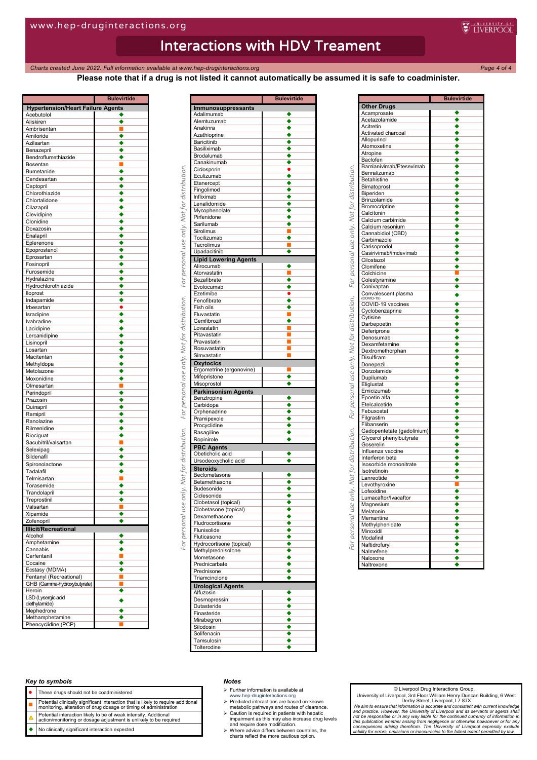# Interactions with HDV Treament

*Charts created June 2022. Full information available at www.hep-druginteractions.org*

**Please note that if a drug is not listed it cannot automatically be assumed it is safe to coadminister.**

| | Bulevirtide |
|---|---|
| **Hypertension/Heart Failure Agents** | |
| Acebutolol | ◆ |
| Aliskiren | ◆ |
| Ambrisentan | ■ |
| Amiloride | ◆ |
| Azilsartan | ◆ |
| Benazepril | ◆ |
| Bendroflumethiazide | ◆ |
| Bosentan | ■ |
| Bumetanide | ◆ |
| Candesartan | ◆ |
| Captopril | ◆ |
| Chlorothiazide | ◆ |
| Chlortalidone | ◆ |
| Cilazapril | ◆ |
| Clevidipine | ◆ |
| Clonidine | ◆ |
| Doxazosin | ◆ |
| Enalapril | ◆ |
| Eplerenone | ◆ |
| Epoprostenol | ◆ |
| Eprosartan | ◆ |
| Fosinopril | ◆ |
| Furosemide | ◆ |
| Hydralazine | ◆ |
| Hydrochlorothiazide | ◆ |
| Iloprost | ◆ |
| Indapamide | ◆ |
| Irbesartan | ● |
| Isradipine | ◆ |
| Ivabradine | ◆ |
| Lacidipine | ◆ |
| Lercanidipine | ◆ |
| Lisinopril | ◆ |
| Losartan | ◆ |
| Macitentan | ◆ |
| Methyldopa | ◆ |
| Metolazone | ◆ |
| Moxonidine | ◆ |
| Olmesartan | ■ |
| Perindopril | ◆ |
| Prazosin | ◆ |
| Quinapril | ◆ |
| Ramipril | ◆ |
| Ranolazine | ◆ |
| Rilmenidine | ◆ |
| Riociguat | ◆ |
| Sacubitril/valsartan | ■ |
| Selexipag | ◆ |
| Sildenafil | ◆ |
| Spironolactone | ◆ |
| Tadalafil | ◆ |
| Telmisartan | ■ |
| Torasemide | ◆ |
| Trandolapril | ◆ |
| Treprostinil | ◆ |
| Valsartan | ■ |
| Xipamide | ◆ |
| Zofenopril | ◆ |
| **Illicit/Recreational** | |
| Alcohol | ◆ |
| Amphetamine | ◆ |
| Cannabis | ◆ |
| Carfentanil | ■ |
| Cocaine | ◆ |
| Ecstasy (MDMA) | ◆ |
| Fentanyl (Recreational) | ■ |
| GHB (Gamma-hydroxybutyrate) | ■ |
| Heroin | ◆ |
| LSD (Lysergic acid diethylamide) | ◆ |
| Mephedrone | ◆ |
| Methamphetamine | ◆ |
| Phencyclidine (PCP) | ■ |

| | Bulevirtide |
|---|---|
| **Immunosuppressants** | |
| Adalimumab | ◆ |
| Alemtuzumab | ◆ |
| Anakinra | ◆ |
| Azathioprine | ◆ |
| Baricitinib | ◆ |
| Basiliximab | ◆ |
| Brodalumab | ◆ |
| Canakinumab | ◆ |
| Ciclosporin | ● |
| Eculizumab | ◆ |
| Etanercept | ◆ |
| Fingolimod | ◆ |
| Infliximab | ◆ |
| Lenalidomide | ◆ |
| Mycophenolate | ◆ |
| Pirfenidone | ◆ |
| Sarilumab | ◆ |
| Sirolimus | ■ |
| Tocilizumab | ◆ |
| Tacrolimus | ■ |
| Upadacitinib | ◆ |
| **Lipid Lowering Agents** | |
| Alirocumab | ◆ |
| Atorvastatin | ■ |
| Bezafibrate | ◆ |
| Evolocumab | ◆ |
| Ezetimibe | ● |
| Fenofibrate | ◆ |
| Fish oils | ◆ |
| Fluvastatin | ■ |
| Gemfibrozil | ◆ |
| Lovastatin | ■ |
| Pitavastatin | ■ |
| Pravastatin | ■ |
| Rosuvastatin | ■ |
| Simvastatin | ■ |
| **Oxytocics** | |
| Ergometrine (ergonovine) | ■ |
| Mifepristone | ◆ |
| Misoprostol | ◆ |
| **Parkinsonism Agents** | |
| Benztropine | ◆ |
| Carbidopa | ◆ |
| Orphenadrine | ◆ |
| Pramipexole | ◆ |
| Procyclidine | ◆ |
| Rasagiline | ◆ |
| Ropinirole | ◆ |
| **PBC Agents** | |
| Obeticholic acid | ◆ |
| Ursodeoxycholic acid | ◆ |
| **Steroids** | |
| Beclometasone | ◆ |
| Betamethasone | ◆ |
| Budesonide | ◆ |
| Ciclesonide | ◆ |
| Clobetasol (topical) | ◆ |
| Clobetasone (topical) | ◆ |
| Dexamethasone | ◆ |
| Fludrocortisone | ◆ |
| Flunisolide | ◆ |
| Fluticasone | ◆ |
| Hydrocortisone (topical) | ◆ |
| Methylprednisolone | ◆ |
| Mometasone | ◆ |
| Prednicarbate | ◆ |
| Prednisone | ◆ |
| Triamcinolone | ◆ |
| **Urological Agents** | |
| Alfuzosin | ◆ |
| Desmopressin | ◆ |
| Dutasteride | ◆ |
| Finasteride | ◆ |
| Mirabegron | ◆ |
| Silodosin | ◆ |
| Solifenacin | ◆ |
| Tamsulosin | ◆ |
| Tolterodine | ◆ |

| | Bulevirtide |
|---|---|
| **Other Drugs** | |
| Acamprosate | ◆ |
| Acetazolamide | ◆ |
| Acitretin | ◆ |
| Activated charcoal | ◆ |
| Allopurinol | ◆ |
| Atomoxetine | ◆ |
| Atropine | ◆ |
| Baclofen | ◆ |
| Bamlanivimab/Etesevimab | ◆ |
| Benralizumab | ◆ |
| Betahistine | ◆ |
| Bimatoprost | ◆ |
| Biperiden | ◆ |
| Brinzolamide | ◆ |
| Bromocriptine | ◆ |
| Calcitonin | ◆ |
| Calcium carbimide | ◆ |
| Calcium resonium | ◆ |
| Cannabidiol (CBD) | ◆ |
| Carbimazole | ◆ |
| Carisoprodol | ◆ |
| Casirivimab/imdevimab | ◆ |
| Cilostazol | ◆ |
| Clomifene | ◆ |
| Colchicine | ■ |
| Colestyramine | ◆ |
| Conivaptan | ◆ |
| Convalescent plasma (COVID-19) | ◆ |
| COVID-19 vaccines | ◆ |
| Cyclobenzaprine | ◆ |
| Cytisine | ◆ |
| Darbepoetin | ◆ |
| Deferiprone | ◆ |
| Denosumab | ◆ |
| Dexamfetamine | ◆ |
| Dextromethorphan | ◆ |
| Disulfiram | ◆ |
| Donepezil | ◆ |
| Dorzolamide | ◆ |
| Dupilumab | ◆ |
| Eliglustat | ◆ |
| Emicizumab | ◆ |
| Epoetin alfa | ◆ |
| Etelcalcetide | ◆ |
| Febuxostat | ◆ |
| Filgrastim | ◆ |
| Flibanserin | ◆ |
| Gadopentetate (gadolinium) | ◆ |
| Glycerol phenylbutyrate | ◆ |
| Goserelin | ◆ |
| Influenza vaccine | ◆ |
| Interferon beta | ◆ |
| Isosorbide mononitrate | ◆ |
| Isotretinoin | ◆ |
| Lanreotide | ◆ |
| Levothyroxine | ■ |
| Lofexidine | ◆ |
| Lumacaftor/Ivacaftor | ◆ |
| Magnesium | ◆ |
| Melatonin | ◆ |
| Memantine | ◆ |
| Methylphenidate | ◆ |
| Minoxidil | ◆ |
| Modafinil | ◆ |
| Naftidrofuryl | ◆ |
| Nalmefene | ◆ |
| Naloxone | ◆ |
| Naltrexone | ◆ |

### *Key to symbols*

| | |
|---|---|
| ● | These drugs should not be coadministered |
| ■ | Potential clinically significant interaction that is likely to require additional monitoring, alteration of drug dosage or timing of administration |
| ▲ | Potential interaction likely to be of weak intensity. Additional action/monitoring or dosage adjustment is unlikely to be required |
| ◆ | No clinically significant interaction expected |

### *Notes*

- Further information is available at www.hep-druginteractions.org
- Predicted interactions are based on known metabolic pathways and routes of clearance.
- Caution is required in patients with hepatic impairment as this may also increase drug levels and require dose modification.
- Where advice differs between countries, the charts reflect the more cautious option.

© Liverpool Drug Interactions Group,
University of Liverpool, 3rd Floor William Henry Duncan Building, 6 West Derby Street, Liverpool, L7 8TX

*We aim to ensure that information is accurate and consistent with current knowledge and practice. However, the University of Liverpool and its servants or agents shall not be responsible or in any way liable for the continued currency of information in this publication whether arising from negligence or otherwise howsoever or for any consequences arising therefrom. The University of Liverpool expressly exclude liability for errors, omissions or inaccuracies to the fullest extent permitted by law.*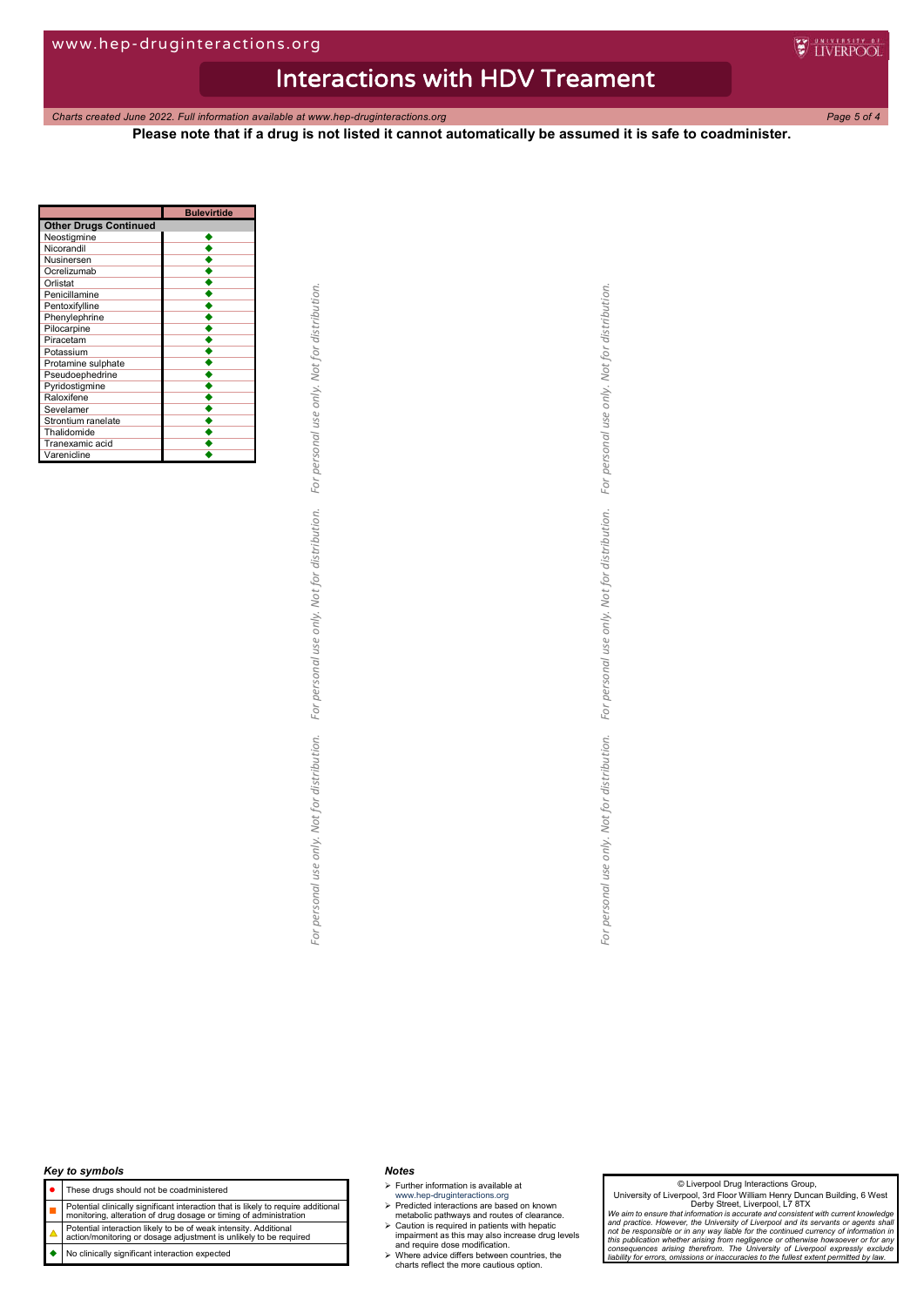# Interactions with HDV Treament

*Charts created June 2022. Full information available at www.hep-druginteractions.org*

**Please note that if a drug is not listed it cannot automatically be assumed it is safe to coadminister.**

| | Bulevirtide |
|---|---|
| **Other Drugs Continued** | |
| Neostigmine | ◆ |
| Nicorandil | ◆ |
| Nusinersen | ◆ |
| Ocrelizumab | ◆ |
| Orlistat | ◆ |
| Penicillamine | ◆ |
| Pentoxifylline | ◆ |
| Phenylephrine | ◆ |
| Pilocarpine | ◆ |
| Piracetam | ◆ |
| Potassium | ◆ |
| Protamine sulphate | ◆ |
| Pseudoephedrine | ◆ |
| Pyridostigmine | ◆ |
| Raloxifene | ◆ |
| Sevelamer | ◆ |
| Strontium ranelate | ◆ |
| Thalidomide | ◆ |
| Tranexamic acid | ◆ |
| Varenicline | ◆ |

*For personal use only. Not for distribution.*

### *Key to symbols*

| | |
|---|---|
| ● | These drugs should not be coadministered |
| ■ | Potential clinically significant interaction that is likely to require additional monitoring, alteration of drug dosage or timing of administration |
| △ | Potential interaction likely to be of weak intensity. Additional action/monitoring or dosage adjustment is unlikely to be required |
| ◆ | No clinically significant interaction expected |

### *Notes*

- Further information is available at www.hep-druginteractions.org
- Predicted interactions are based on known metabolic pathways and routes of clearance.
- Caution is required in patients with hepatic impairment as this may also increase drug levels and require dose modification.
- Where advice differs between countries, the charts reflect the more cautious option.

© Liverpool Drug Interactions Group,
University of Liverpool, 3rd Floor William Henry Duncan Building, 6 West Derby Street, Liverpool, L7 8TX

*We aim to ensure that information is accurate and consistent with current knowledge and practice. However, the University of Liverpool and its servants or agents shall not be responsible or in any way liable for the continued currency of information in this publication whether arising from negligence or otherwise howsoever or for any consequences arising therefrom. The University of Liverpool expressly exclude liability for errors, omissions or inaccuracies to the fullest extent permitted by law.*